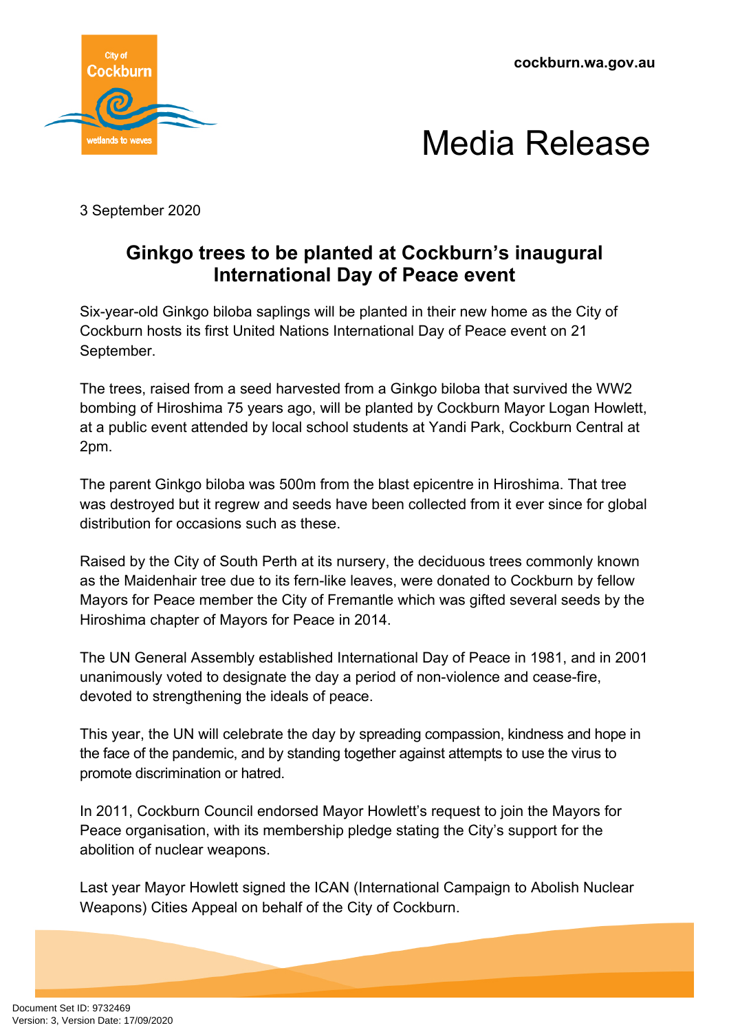Media Release

3 September 2020

# Ginkgo trees to be planted at Cockburn's inaugural International Day of Peace event

Six-year-old Ginkgo biloba saplings will be planted in their new home as the City of Cockburn hosts its first United Nations International Day of Peace event on 21 September.

The trees, raised from a seed harvested from a Ginkgo biloba that survived the WW2 bombing of Hiroshima 75 years ago, will be planted by Cockburn Mayor Logan Howlett, at a public event attended by local school students at Yandi Park, Cockburn Central at 2pm.

The parent Ginkgo biloba was 500m from the blast epicentre in Hiroshima. That tree was destroyed but it regrew and seeds have been collected from it ever since for global distribution for occasions such as these.

Raised by the City of South Perth at its nursery, the deciduous trees commonly known as the Maidenhair tree due to its fern-like leaves, were donated to Cockburn by fellow Mayors for Peace member the City of Fremantle which was gifted several seeds by the Hiroshima chapter of Mayors for Peace in 2014.

The UN General Assembly established International Day of Peace in 1981, and in 2001 unanimously voted to designate the day a period of non-violence and cease-fire, devoted to strengthening the ideals of peace.

This year, the UN will celebrate the day by spreading compassion, kindness and hope in the face of the pandemic, and by standing together against attempts to use the virus to promote discrimination or hatred.

In 2011, Cockburn Council endorsed Mayor Howlett's request to join the Mayors for Peace organisation, with its membership pledge stating the City's support for the abolition of nuclear weapons.

Last year Mayor Howlett signed the ICAN (International Campaign to Abolish Nuclear Weapons) Cities Appeal on behalf of the City of Cockburn.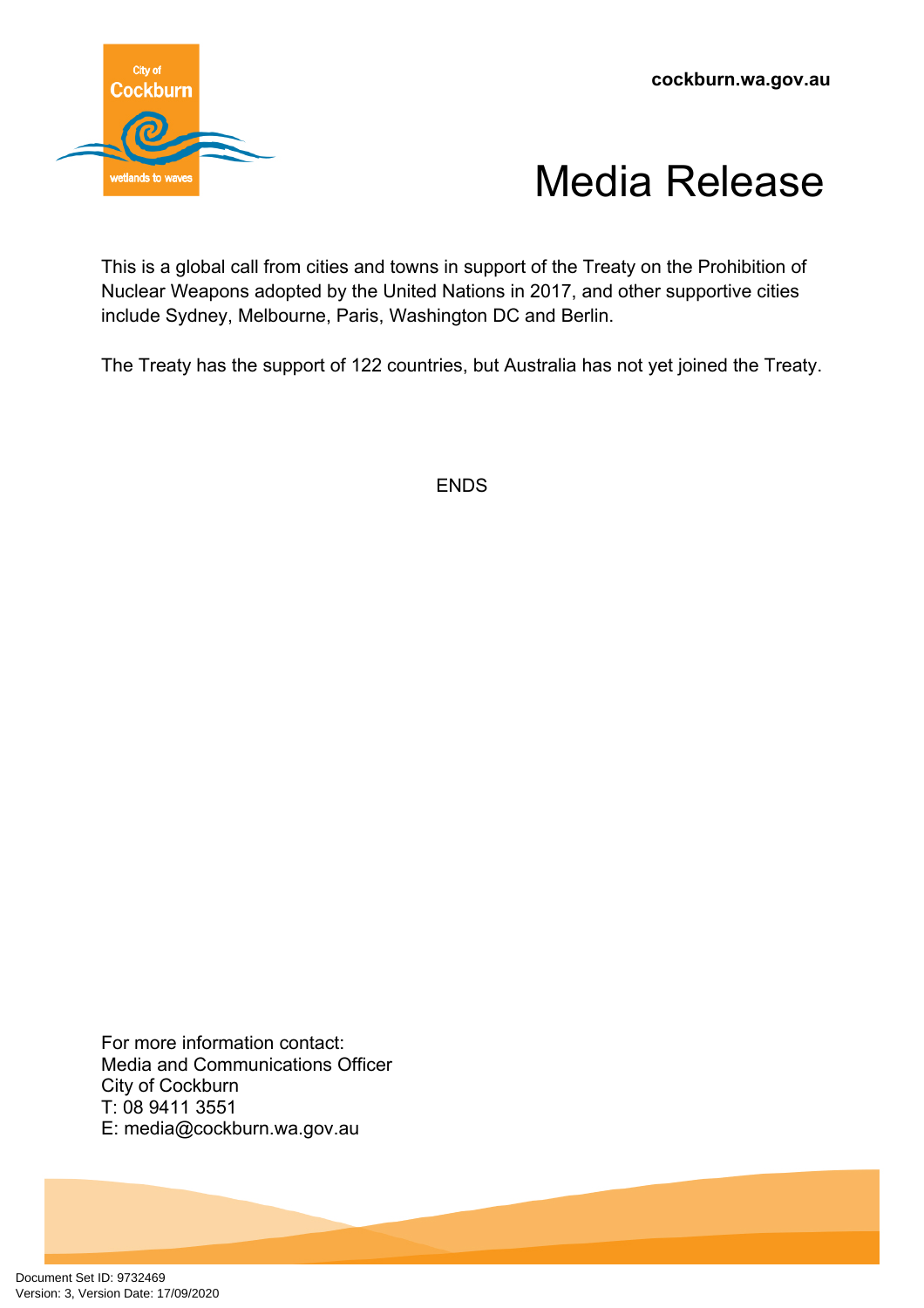This is a global call from cities and towns in support of the Treaty on the Prohibition of Nuclear Weapons adopted by the United Nations in 2017, and other supportive cities include Sydney, Melbourne, Paris, Washington DC and Berlin.

The Treaty has the support of 122 countries, but Australia has not yet joined the Treaty.

ENDS

For more information contact:
Media and Communications Officer
City of Cockburn
T: 08 9411 3551
E: media@cockburn.wa.gov.au